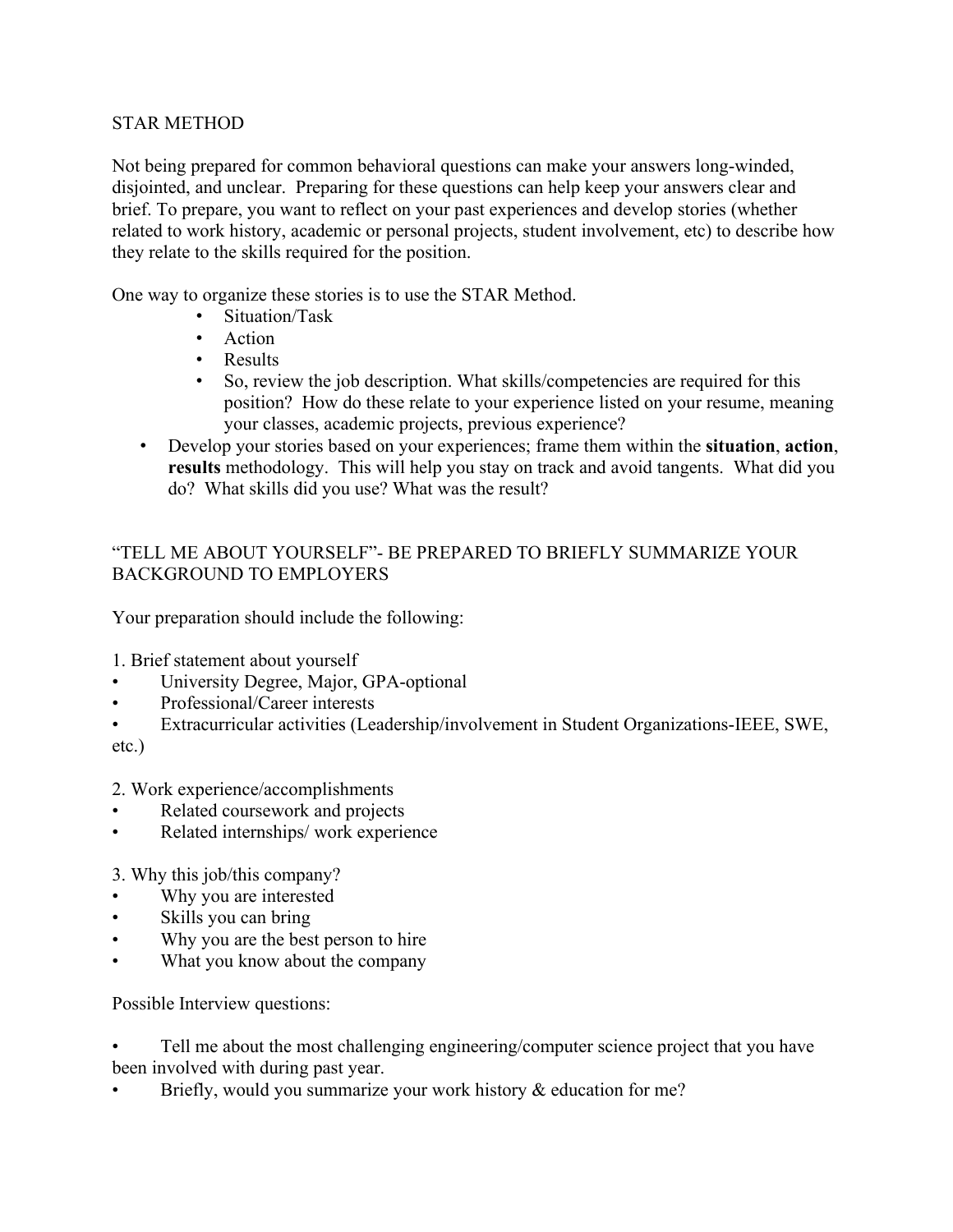## STAR METHOD

Not being prepared for common behavioral questions can make your answers long-winded, disjointed, and unclear. Preparing for these questions can help keep your answers clear and brief. To prepare, you want to reflect on your past experiences and develop stories (whether related to work history, academic or personal projects, student involvement, etc) to describe how they relate to the skills required for the position.

One way to organize these stories is to use the STAR Method.

- Situation/Task
- Action
- Results
- So, review the job description. What skills/competencies are required for this position? How do these relate to your experience listed on your resume, meaning your classes, academic projects, previous experience?

- Develop your stories based on your experiences; frame them within the **situation**, **action**, **results** methodology. This will help you stay on track and avoid tangents. What did you do? What skills did you use? What was the result?

## "TELL ME ABOUT YOURSELF"- BE PREPARED TO BRIEFLY SUMMARIZE YOUR BACKGROUND TO EMPLOYERS

Your preparation should include the following:

1. Brief statement about yourself
- University Degree, Major, GPA-optional
- Professional/Career interests
- Extracurricular activities (Leadership/involvement in Student Organizations-IEEE, SWE, etc.)

2. Work experience/accomplishments
- Related coursework and projects
- Related internships/ work experience

3. Why this job/this company?
- Why you are interested
- Skills you can bring
- Why you are the best person to hire
- What you know about the company

Possible Interview questions:

- Tell me about the most challenging engineering/computer science project that you have been involved with during past year.
- Briefly, would you summarize your work history & education for me?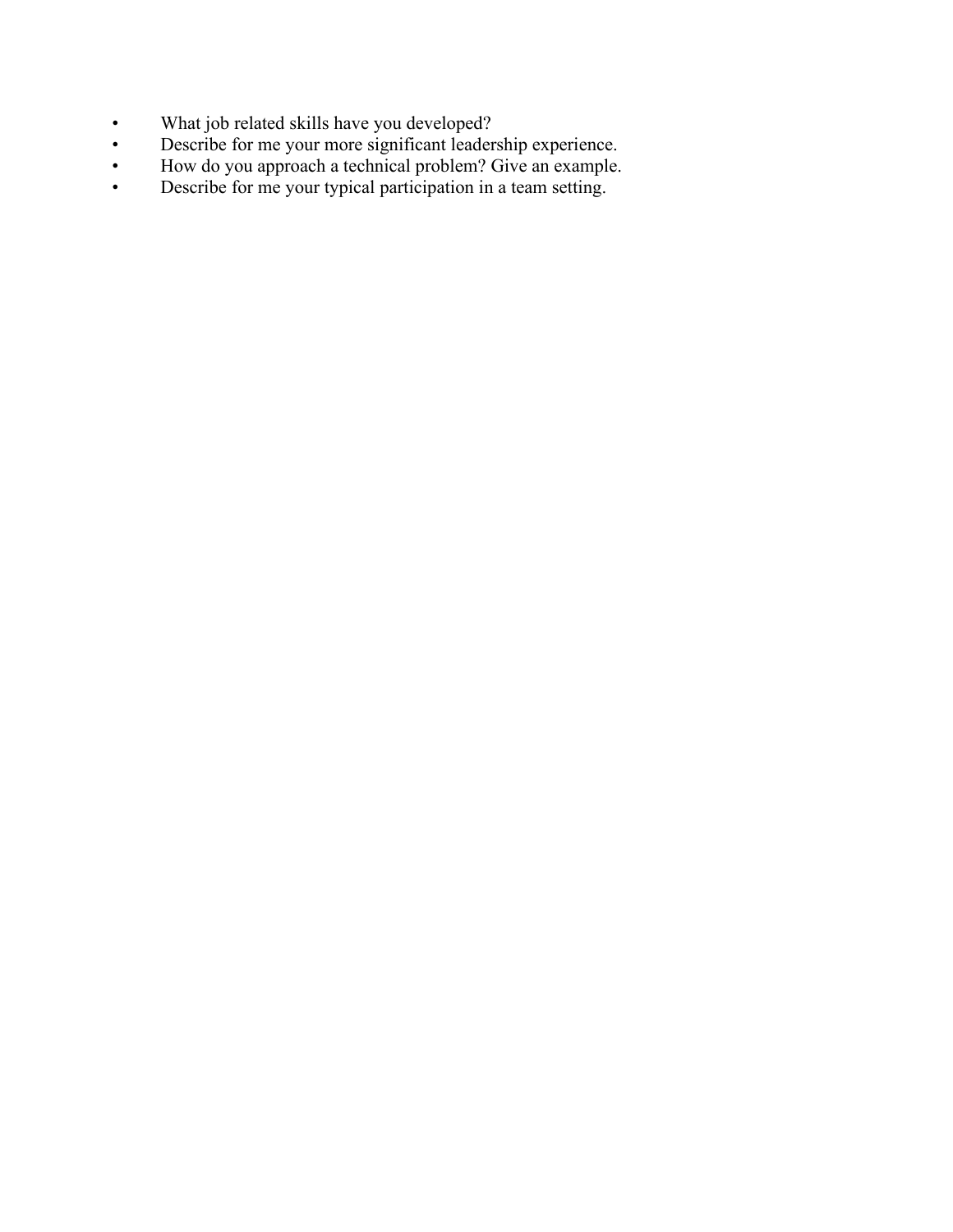- What job related skills have you developed?
- Describe for me your more significant leadership experience.
- How do you approach a technical problem? Give an example.
- Describe for me your typical participation in a team setting.